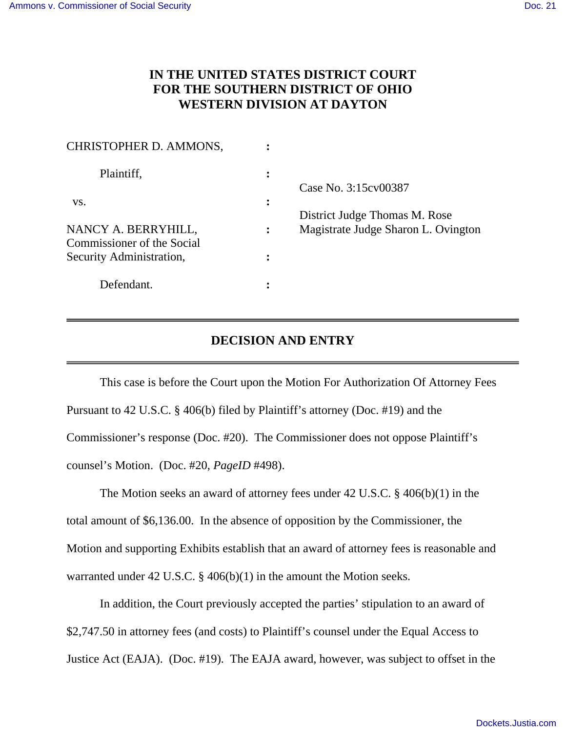# IN THE UNITED STATES DISTRICT COURT FOR THE SOUTHERN DISTRICT OF OHIO WESTERN DIVISION AT DAYTON

| | | |
|---|---|---|
| CHRISTOPHER D. AMMONS, | : | |
| Plaintiff, | : | Case No. 3:15cv00387 |
| vs. | : | |
| NANCY A. BERRYHILL, Commissioner of the Social Security Administration, | : | District Judge Thomas M. Rose<br>Magistrate Judge Sharon L. Ovington |
| Defendant. | : | |

## DECISION AND ENTRY

This case is before the Court upon the Motion For Authorization Of Attorney Fees Pursuant to 42 U.S.C. § 406(b) filed by Plaintiff's attorney (Doc. #19) and the Commissioner's response (Doc. #20). The Commissioner does not oppose Plaintiff's counsel's Motion. (Doc. #20, *PageID* #498).

The Motion seeks an award of attorney fees under 42 U.S.C. § 406(b)(1) in the total amount of $6,136.00. In the absence of opposition by the Commissioner, the Motion and supporting Exhibits establish that an award of attorney fees is reasonable and warranted under 42 U.S.C. § 406(b)(1) in the amount the Motion seeks.

In addition, the Court previously accepted the parties' stipulation to an award of $2,747.50 in attorney fees (and costs) to Plaintiff's counsel under the Equal Access to Justice Act (EAJA). (Doc. #19). The EAJA award, however, was subject to offset in the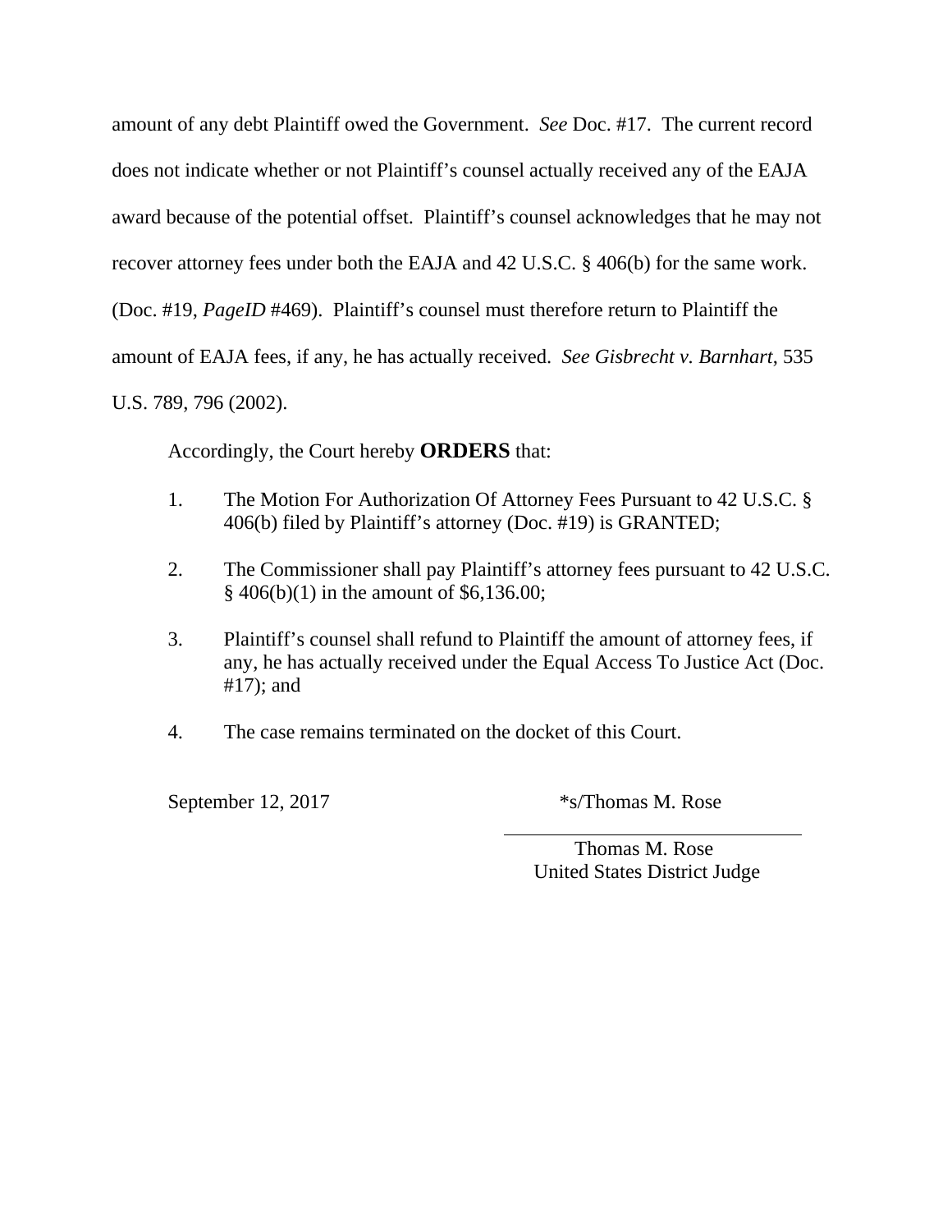amount of any debt Plaintiff owed the Government. *See* Doc. #17. The current record does not indicate whether or not Plaintiff's counsel actually received any of the EAJA award because of the potential offset. Plaintiff's counsel acknowledges that he may not recover attorney fees under both the EAJA and 42 U.S.C. § 406(b) for the same work. (Doc. #19, *PageID* #469). Plaintiff's counsel must therefore return to Plaintiff the amount of EAJA fees, if any, he has actually received. *See Gisbrecht v. Barnhart*, 535 U.S. 789, 796 (2002).

Accordingly, the Court hereby **ORDERS** that:

1. The Motion For Authorization Of Attorney Fees Pursuant to 42 U.S.C. § 406(b) filed by Plaintiff's attorney (Doc. #19) is GRANTED;

2. The Commissioner shall pay Plaintiff's attorney fees pursuant to 42 U.S.C. § 406(b)(1) in the amount of $6,136.00;

3. Plaintiff's counsel shall refund to Plaintiff the amount of attorney fees, if any, he has actually received under the Equal Access To Justice Act (Doc. #17); and

4. The case remains terminated on the docket of this Court.

September 12, 2017

*s/Thomas M. Rose

Thomas M. Rose
United States District Judge